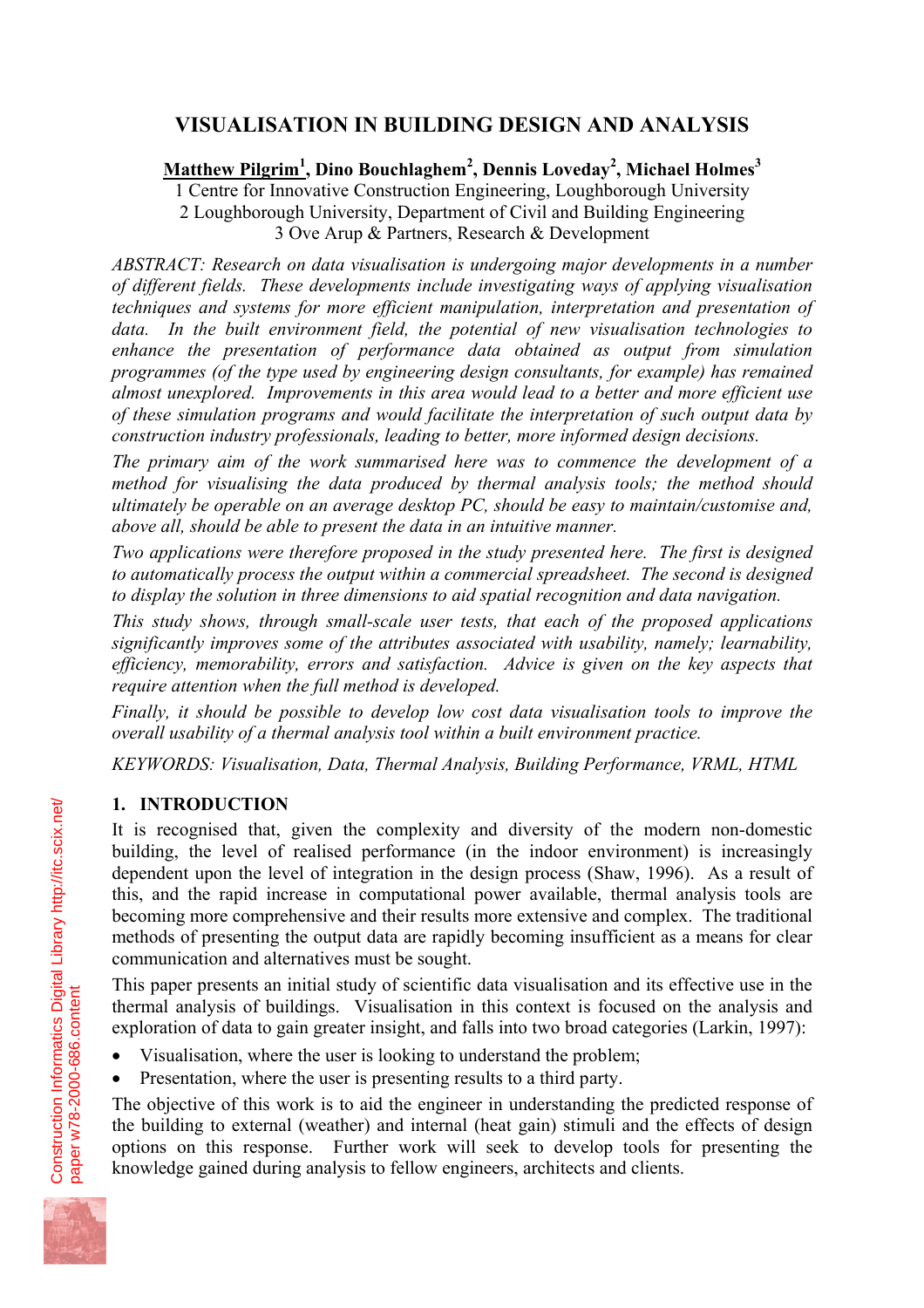# VISUALISATION IN BUILDING DESIGN AND ANALYSIS

**Matthew Pilgrim[1], Dino Bouchlaghem[2], Dennis Loveday[2], Michael Holmes[3]**

1 Centre for Innovative Construction Engineering, Loughborough University
2 Loughborough University, Department of Civil and Building Engineering
3 Ove Arup & Partners, Research & Development

*ABSTRACT: Research on data visualisation is undergoing major developments in a number of different fields. These developments include investigating ways of applying visualisation techniques and systems for more efficient manipulation, interpretation and presentation of data. In the built environment field, the potential of new visualisation technologies to enhance the presentation of performance data obtained as output from simulation programmes (of the type used by engineering design consultants, for example) has remained almost unexplored. Improvements in this area would lead to a better and more efficient use of these simulation programs and would facilitate the interpretation of such output data by construction industry professionals, leading to better, more informed design decisions.*

*The primary aim of the work summarised here was to commence the development of a method for visualising the data produced by thermal analysis tools; the method should ultimately be operable on an average desktop PC, should be easy to maintain/customise and, above all, should be able to present the data in an intuitive manner.*

*Two applications were therefore proposed in the study presented here. The first is designed to automatically process the output within a commercial spreadsheet. The second is designed to display the solution in three dimensions to aid spatial recognition and data navigation.*

*This study shows, through small-scale user tests, that each of the proposed applications significantly improves some of the attributes associated with usability, namely; learnability, efficiency, memorability, errors and satisfaction. Advice is given on the key aspects that require attention when the full method is developed.*

*Finally, it should be possible to develop low cost data visualisation tools to improve the overall usability of a thermal analysis tool within a built environment practice.*

*KEYWORDS: Visualisation, Data, Thermal Analysis, Building Performance, VRML, HTML*

## 1. INTRODUCTION

It is recognised that, given the complexity and diversity of the modern non-domestic building, the level of realised performance (in the indoor environment) is increasingly dependent upon the level of integration in the design process (Shaw, 1996). As a result of this, and the rapid increase in computational power available, thermal analysis tools are becoming more comprehensive and their results more extensive and complex. The traditional methods of presenting the output data are rapidly becoming insufficient as a means for clear communication and alternatives must be sought.

This paper presents an initial study of scientific data visualisation and its effective use in the thermal analysis of buildings. Visualisation in this context is focused on the analysis and exploration of data to gain greater insight, and falls into two broad categories (Larkin, 1997):

- Visualisation, where the user is looking to understand the problem;
- Presentation, where the user is presenting results to a third party.

The objective of this work is to aid the engineer in understanding the predicted response of the building to external (weather) and internal (heat gain) stimuli and the effects of design options on this response. Further work will seek to develop tools for presenting the knowledge gained during analysis to fellow engineers, architects and clients.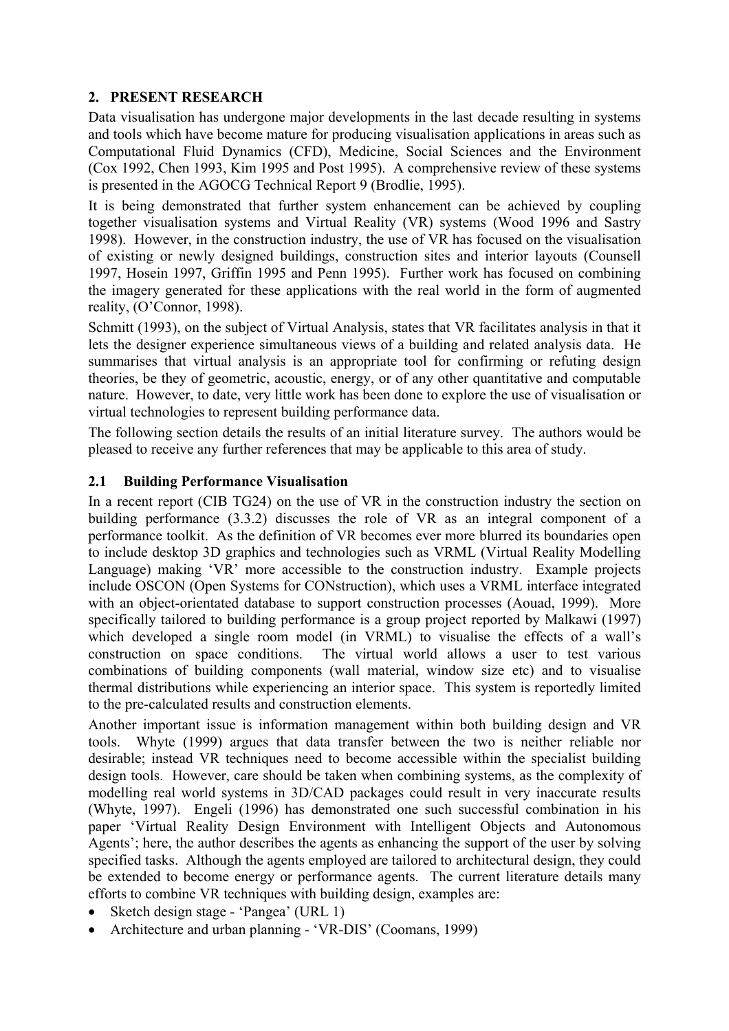## 2. PRESENT RESEARCH

Data visualisation has undergone major developments in the last decade resulting in systems and tools which have become mature for producing visualisation applications in areas such as Computational Fluid Dynamics (CFD), Medicine, Social Sciences and the Environment (Cox 1992, Chen 1993, Kim 1995 and Post 1995). A comprehensive review of these systems is presented in the AGOCG Technical Report 9 (Brodlie, 1995).

It is being demonstrated that further system enhancement can be achieved by coupling together visualisation systems and Virtual Reality (VR) systems (Wood 1996 and Sastry 1998). However, in the construction industry, the use of VR has focused on the visualisation of existing or newly designed buildings, construction sites and interior layouts (Counsell 1997, Hosein 1997, Griffin 1995 and Penn 1995). Further work has focused on combining the imagery generated for these applications with the real world in the form of augmented reality, (O'Connor, 1998).

Schmitt (1993), on the subject of Virtual Analysis, states that VR facilitates analysis in that it lets the designer experience simultaneous views of a building and related analysis data. He summarises that virtual analysis is an appropriate tool for confirming or refuting design theories, be they of geometric, acoustic, energy, or of any other quantitative and computable nature. However, to date, very little work has been done to explore the use of visualisation or virtual technologies to represent building performance data.

The following section details the results of an initial literature survey. The authors would be pleased to receive any further references that may be applicable to this area of study.

### 2.1 Building Performance Visualisation

In a recent report (CIB TG24) on the use of VR in the construction industry the section on building performance (3.3.2) discusses the role of VR as an integral component of a performance toolkit. As the definition of VR becomes ever more blurred its boundaries open to include desktop 3D graphics and technologies such as VRML (Virtual Reality Modelling Language) making 'VR' more accessible to the construction industry. Example projects include OSCON (Open Systems for CONstruction), which uses a VRML interface integrated with an object-orientated database to support construction processes (Aouad, 1999). More specifically tailored to building performance is a group project reported by Malkawi (1997) which developed a single room model (in VRML) to visualise the effects of a wall's construction on space conditions. The virtual world allows a user to test various combinations of building components (wall material, window size etc) and to visualise thermal distributions while experiencing an interior space. This system is reportedly limited to the pre-calculated results and construction elements.

Another important issue is information management within both building design and VR tools. Whyte (1999) argues that data transfer between the two is neither reliable nor desirable; instead VR techniques need to become accessible within the specialist building design tools. However, care should be taken when combining systems, as the complexity of modelling real world systems in 3D/CAD packages could result in very inaccurate results (Whyte, 1997). Engeli (1996) has demonstrated one such successful combination in his paper 'Virtual Reality Design Environment with Intelligent Objects and Autonomous Agents'; here, the author describes the agents as enhancing the support of the user by solving specified tasks. Although the agents employed are tailored to architectural design, they could be extended to become energy or performance agents. The current literature details many efforts to combine VR techniques with building design, examples are:

- Sketch design stage - 'Pangea' (URL 1)
- Architecture and urban planning - 'VR-DIS' (Coomans, 1999)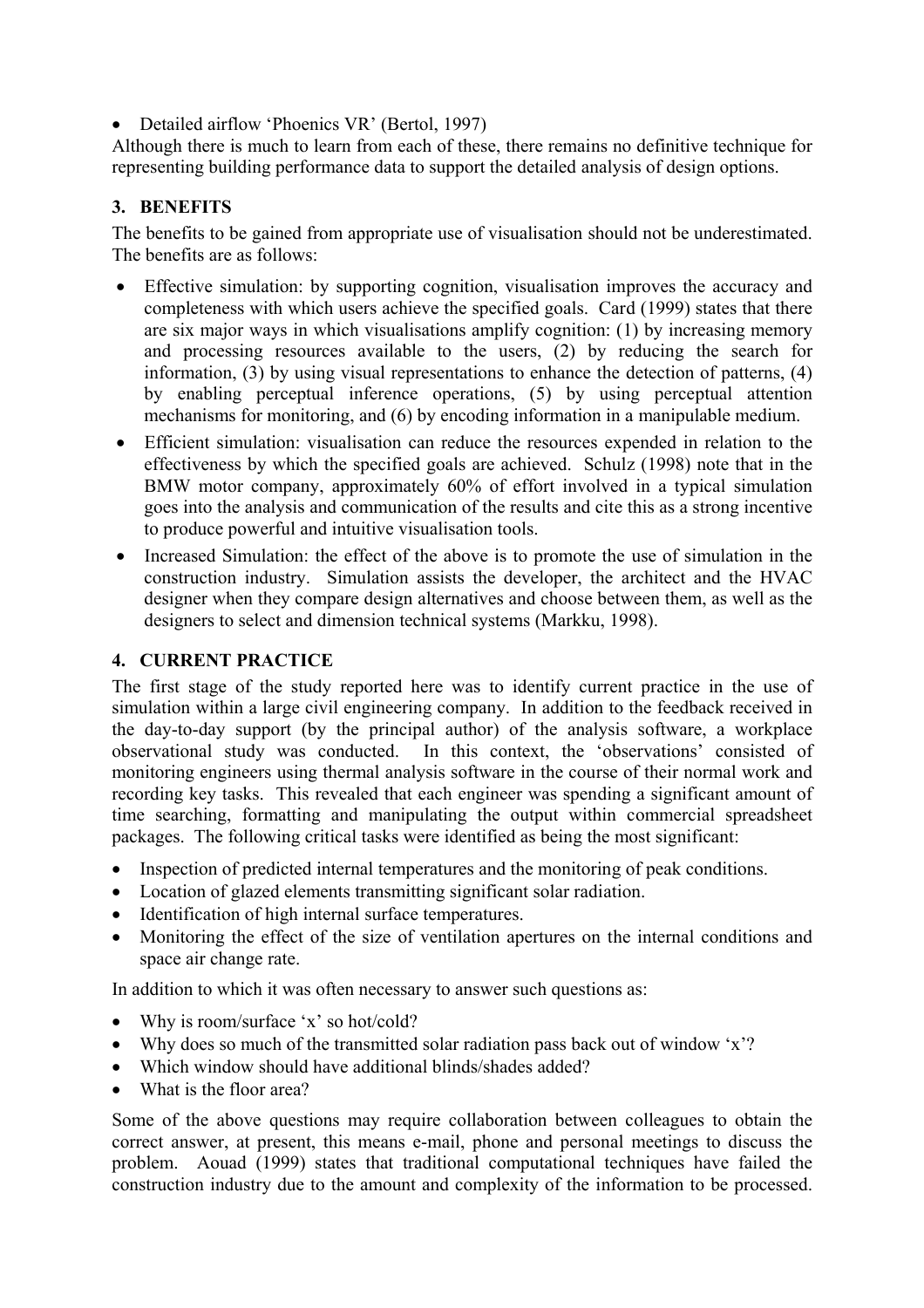- Detailed airflow 'Phoenics VR' (Bertol, 1997)

Although there is much to learn from each of these, there remains no definitive technique for representing building performance data to support the detailed analysis of design options.

## 3. BENEFITS

The benefits to be gained from appropriate use of visualisation should not be underestimated. The benefits are as follows:

- Effective simulation: by supporting cognition, visualisation improves the accuracy and completeness with which users achieve the specified goals. Card (1999) states that there are six major ways in which visualisations amplify cognition: (1) by increasing memory and processing resources available to the users, (2) by reducing the search for information, (3) by using visual representations to enhance the detection of patterns, (4) by enabling perceptual inference operations, (5) by using perceptual attention mechanisms for monitoring, and (6) by encoding information in a manipulable medium.
- Efficient simulation: visualisation can reduce the resources expended in relation to the effectiveness by which the specified goals are achieved. Schulz (1998) note that in the BMW motor company, approximately 60% of effort involved in a typical simulation goes into the analysis and communication of the results and cite this as a strong incentive to produce powerful and intuitive visualisation tools.
- Increased Simulation: the effect of the above is to promote the use of simulation in the construction industry. Simulation assists the developer, the architect and the HVAC designer when they compare design alternatives and choose between them, as well as the designers to select and dimension technical systems (Markku, 1998).

## 4. CURRENT PRACTICE

The first stage of the study reported here was to identify current practice in the use of simulation within a large civil engineering company. In addition to the feedback received in the day-to-day support (by the principal author) of the analysis software, a workplace observational study was conducted. In this context, the 'observations' consisted of monitoring engineers using thermal analysis software in the course of their normal work and recording key tasks. This revealed that each engineer was spending a significant amount of time searching, formatting and manipulating the output within commercial spreadsheet packages. The following critical tasks were identified as being the most significant:

- Inspection of predicted internal temperatures and the monitoring of peak conditions.
- Location of glazed elements transmitting significant solar radiation.
- Identification of high internal surface temperatures.
- Monitoring the effect of the size of ventilation apertures on the internal conditions and space air change rate.

In addition to which it was often necessary to answer such questions as:

- Why is room/surface 'x' so hot/cold?
- Why does so much of the transmitted solar radiation pass back out of window 'x'?
- Which window should have additional blinds/shades added?
- What is the floor area?

Some of the above questions may require collaboration between colleagues to obtain the correct answer, at present, this means e-mail, phone and personal meetings to discuss the problem. Aouad (1999) states that traditional computational techniques have failed the construction industry due to the amount and complexity of the information to be processed.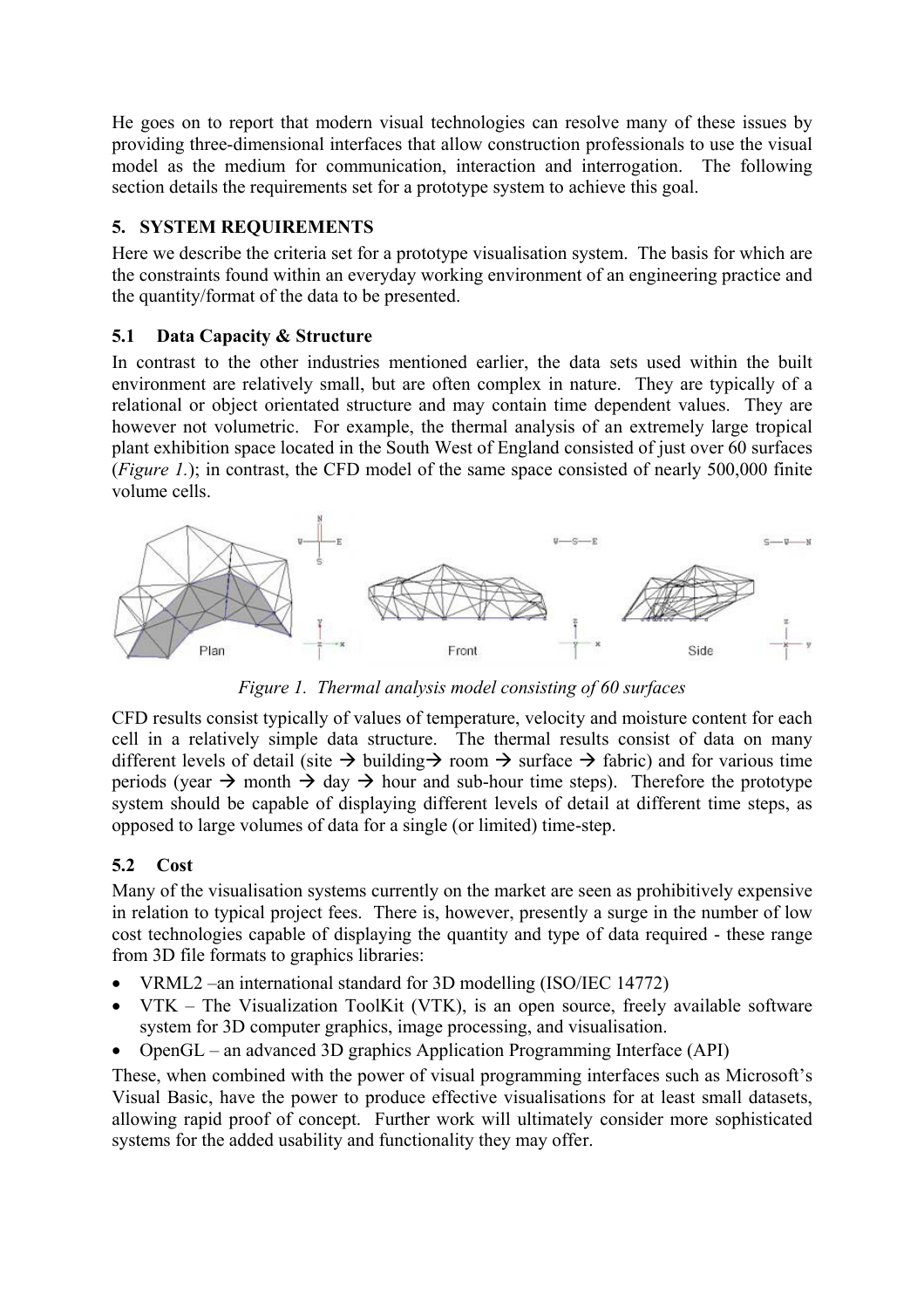He goes on to report that modern visual technologies can resolve many of these issues by providing three-dimensional interfaces that allow construction professionals to use the visual model as the medium for communication, interaction and interrogation. The following section details the requirements set for a prototype system to achieve this goal.

## 5. SYSTEM REQUIREMENTS

Here we describe the criteria set for a prototype visualisation system. The basis for which are the constraints found within an everyday working environment of an engineering practice and the quantity/format of the data to be presented.

### 5.1 Data Capacity & Structure

In contrast to the other industries mentioned earlier, the data sets used within the built environment are relatively small, but are often complex in nature. They are typically of a relational or object orientated structure and may contain time dependent values. They are however not volumetric. For example, the thermal analysis of an extremely large tropical plant exhibition space located in the South West of England consisted of just over 60 surfaces (*Figure 1.*); in contrast, the CFD model of the same space consisted of nearly 500,000 finite volume cells.

*Figure 1. Thermal analysis model consisting of 60 surfaces*

CFD results consist typically of values of temperature, velocity and moisture content for each cell in a relatively simple data structure. The thermal results consist of data on many different levels of detail (site → building → room → surface → fabric) and for various time periods (year → month → day → hour and sub-hour time steps). Therefore the prototype system should be capable of displaying different levels of detail at different time steps, as opposed to large volumes of data for a single (or limited) time-step.

### 5.2 Cost

Many of the visualisation systems currently on the market are seen as prohibitively expensive in relation to typical project fees. There is, however, presently a surge in the number of low cost technologies capable of displaying the quantity and type of data required - these range from 3D file formats to graphics libraries:

- VRML2 –an international standard for 3D modelling (ISO/IEC 14772)
- VTK – The Visualization ToolKit (VTK), is an open source, freely available software system for 3D computer graphics, image processing, and visualisation.
- OpenGL – an advanced 3D graphics Application Programming Interface (API)

These, when combined with the power of visual programming interfaces such as Microsoft's Visual Basic, have the power to produce effective visualisations for at least small datasets, allowing rapid proof of concept. Further work will ultimately consider more sophisticated systems for the added usability and functionality they may offer.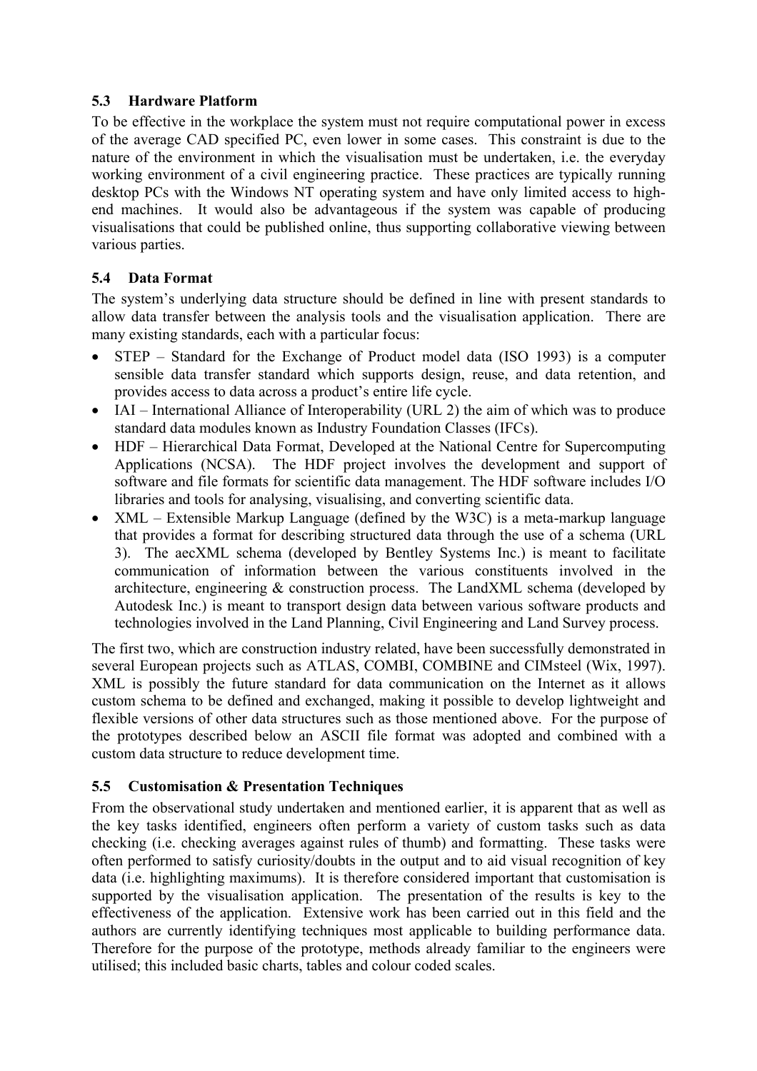### 5.3 Hardware Platform

To be effective in the workplace the system must not require computational power in excess of the average CAD specified PC, even lower in some cases. This constraint is due to the nature of the environment in which the visualisation must be undertaken, i.e. the everyday working environment of a civil engineering practice. These practices are typically running desktop PCs with the Windows NT operating system and have only limited access to high-end machines. It would also be advantageous if the system was capable of producing visualisations that could be published online, thus supporting collaborative viewing between various parties.

### 5.4 Data Format

The system's underlying data structure should be defined in line with present standards to allow data transfer between the analysis tools and the visualisation application. There are many existing standards, each with a particular focus:

- STEP – Standard for the Exchange of Product model data (ISO 1993) is a computer sensible data transfer standard which supports design, reuse, and data retention, and provides access to data across a product's entire life cycle.
- IAI – International Alliance of Interoperability (URL 2) the aim of which was to produce standard data modules known as Industry Foundation Classes (IFCs).
- HDF – Hierarchical Data Format, Developed at the National Centre for Supercomputing Applications (NCSA). The HDF project involves the development and support of software and file formats for scientific data management. The HDF software includes I/O libraries and tools for analysing, visualising, and converting scientific data.
- XML – Extensible Markup Language (defined by the W3C) is a meta-markup language that provides a format for describing structured data through the use of a schema (URL 3). The aecXML schema (developed by Bentley Systems Inc.) is meant to facilitate communication of information between the various constituents involved in the architecture, engineering & construction process. The LandXML schema (developed by Autodesk Inc.) is meant to transport design data between various software products and technologies involved in the Land Planning, Civil Engineering and Land Survey process.

The first two, which are construction industry related, have been successfully demonstrated in several European projects such as ATLAS, COMBI, COMBINE and CIMsteel (Wix, 1997). XML is possibly the future standard for data communication on the Internet as it allows custom schema to be defined and exchanged, making it possible to develop lightweight and flexible versions of other data structures such as those mentioned above. For the purpose of the prototypes described below an ASCII file format was adopted and combined with a custom data structure to reduce development time.

### 5.5 Customisation & Presentation Techniques

From the observational study undertaken and mentioned earlier, it is apparent that as well as the key tasks identified, engineers often perform a variety of custom tasks such as data checking (i.e. checking averages against rules of thumb) and formatting. These tasks were often performed to satisfy curiosity/doubts in the output and to aid visual recognition of key data (i.e. highlighting maximums). It is therefore considered important that customisation is supported by the visualisation application. The presentation of the results is key to the effectiveness of the application. Extensive work has been carried out in this field and the authors are currently identifying techniques most applicable to building performance data. Therefore for the purpose of the prototype, methods already familiar to the engineers were utilised; this included basic charts, tables and colour coded scales.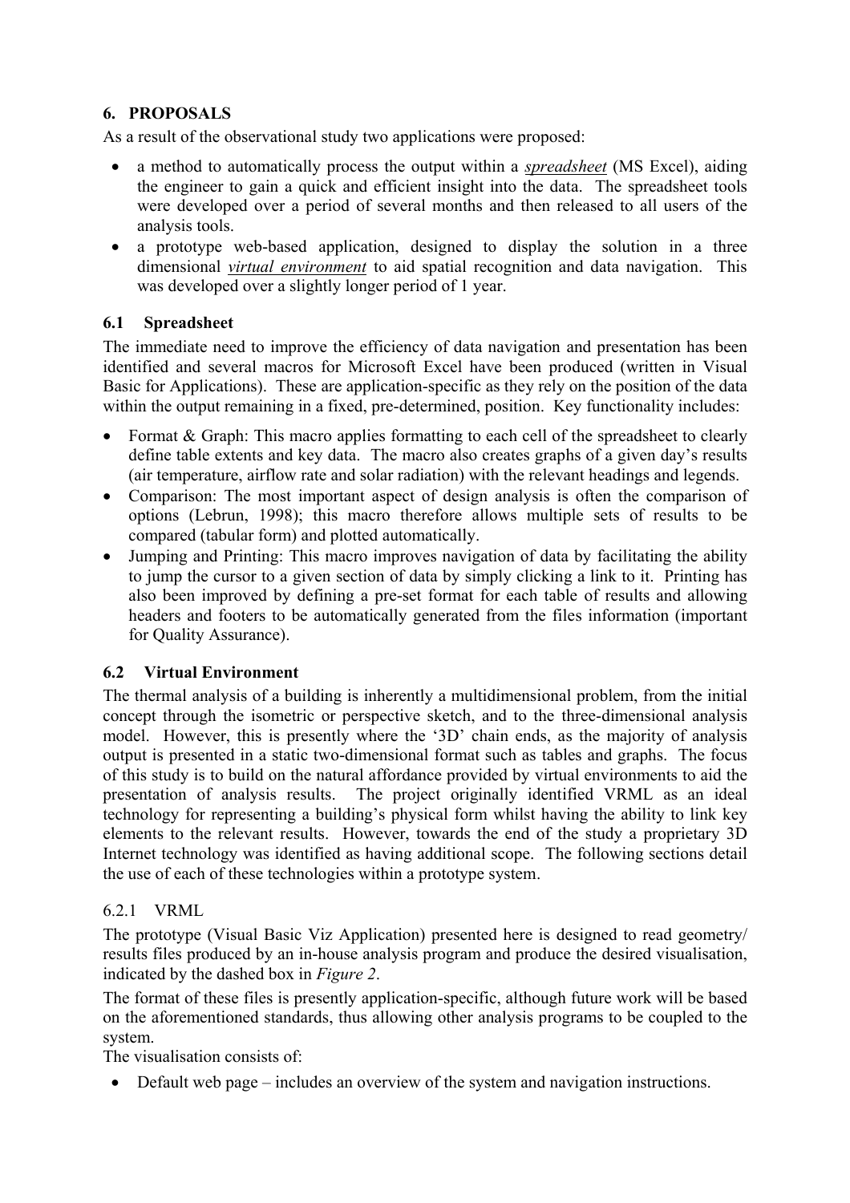## 6. PROPOSALS

As a result of the observational study two applications were proposed:

- a method to automatically process the output within a ***spreadsheet*** (MS Excel), aiding the engineer to gain a quick and efficient insight into the data. The spreadsheet tools were developed over a period of several months and then released to all users of the analysis tools.
- a prototype web-based application, designed to display the solution in a three dimensional ***virtual environment*** to aid spatial recognition and data navigation. This was developed over a slightly longer period of 1 year.

### 6.1 Spreadsheet

The immediate need to improve the efficiency of data navigation and presentation has been identified and several macros for Microsoft Excel have been produced (written in Visual Basic for Applications). These are application-specific as they rely on the position of the data within the output remaining in a fixed, pre-determined, position. Key functionality includes:

- Format & Graph: This macro applies formatting to each cell of the spreadsheet to clearly define table extents and key data. The macro also creates graphs of a given day's results (air temperature, airflow rate and solar radiation) with the relevant headings and legends.
- Comparison: The most important aspect of design analysis is often the comparison of options (Lebrun, 1998); this macro therefore allows multiple sets of results to be compared (tabular form) and plotted automatically.
- Jumping and Printing: This macro improves navigation of data by facilitating the ability to jump the cursor to a given section of data by simply clicking a link to it. Printing has also been improved by defining a pre-set format for each table of results and allowing headers and footers to be automatically generated from the files information (important for Quality Assurance).

### 6.2 Virtual Environment

The thermal analysis of a building is inherently a multidimensional problem, from the initial concept through the isometric or perspective sketch, and to the three-dimensional analysis model. However, this is presently where the '3D' chain ends, as the majority of analysis output is presented in a static two-dimensional format such as tables and graphs. The focus of this study is to build on the natural affordance provided by virtual environments to aid the presentation of analysis results. The project originally identified VRML as an ideal technology for representing a building's physical form whilst having the ability to link key elements to the relevant results. However, towards the end of the study a proprietary 3D Internet technology was identified as having additional scope. The following sections detail the use of each of these technologies within a prototype system.

#### 6.2.1 VRML

The prototype (Visual Basic Viz Application) presented here is designed to read geometry/ results files produced by an in-house analysis program and produce the desired visualisation, indicated by the dashed box in *Figure 2*.

The format of these files is presently application-specific, although future work will be based on the aforementioned standards, thus allowing other analysis programs to be coupled to the system.

The visualisation consists of:

- Default web page – includes an overview of the system and navigation instructions.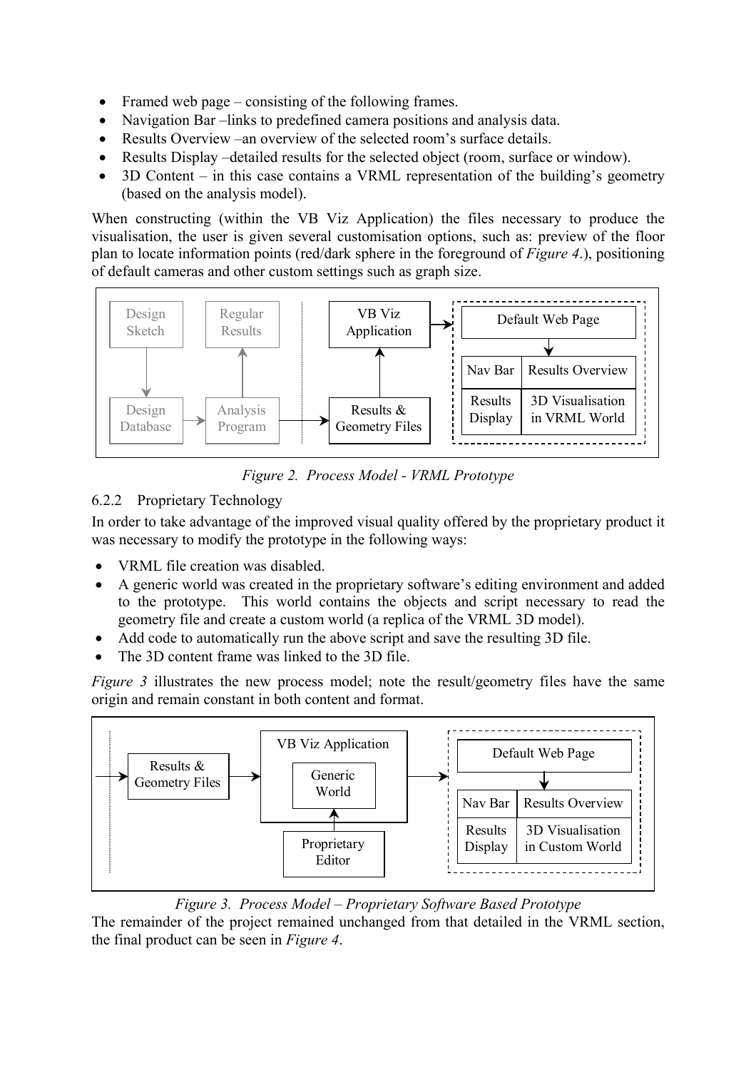- Framed web page – consisting of the following frames.
- Navigation Bar –links to predefined camera positions and analysis data.
- Results Overview –an overview of the selected room's surface details.
- Results Display –detailed results for the selected object (room, surface or window).
- 3D Content – in this case contains a VRML representation of the building's geometry (based on the analysis model).

When constructing (within the VB Viz Application) the files necessary to produce the visualisation, the user is given several customisation options, such as: preview of the floor plan to locate information points (red/dark sphere in the foreground of *Figure 4*.), positioning of default cameras and other custom settings such as graph size.

*Figure 2. Process Model - VRML Prototype*

### 6.2.2 Proprietary Technology

In order to take advantage of the improved visual quality offered by the proprietary product it was necessary to modify the prototype in the following ways:

- VRML file creation was disabled.
- A generic world was created in the proprietary software's editing environment and added to the prototype. This world contains the objects and script necessary to read the geometry file and create a custom world (a replica of the VRML 3D model).
- Add code to automatically run the above script and save the resulting 3D file.
- The 3D content frame was linked to the 3D file.

*Figure 3* illustrates the new process model; note the result/geometry files have the same origin and remain constant in both content and format.

*Figure 3. Process Model – Proprietary Software Based Prototype*

The remainder of the project remained unchanged from that detailed in the VRML section, the final product can be seen in *Figure 4*.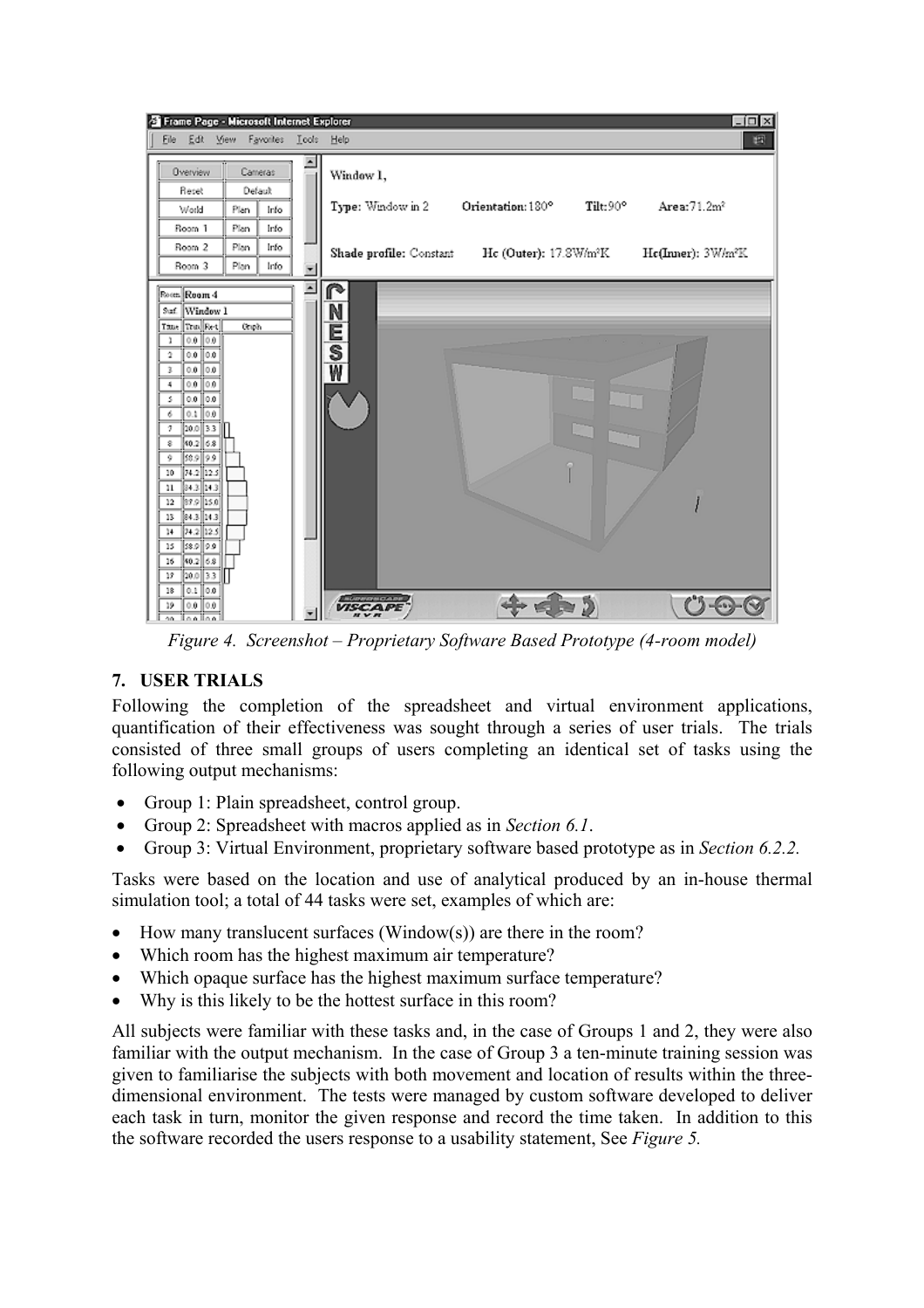*Figure 4. Screenshot – Proprietary Software Based Prototype (4-room model)*

## 7. USER TRIALS

Following the completion of the spreadsheet and virtual environment applications, quantification of their effectiveness was sought through a series of user trials. The trials consisted of three small groups of users completing an identical set of tasks using the following output mechanisms:

- Group 1: Plain spreadsheet, control group.
- Group 2: Spreadsheet with macros applied as in *Section 6.1*.
- Group 3: Virtual Environment, proprietary software based prototype as in *Section 6.2.2.*

Tasks were based on the location and use of analytical produced by an in-house thermal simulation tool; a total of 44 tasks were set, examples of which are:

- How many translucent surfaces (Window(s)) are there in the room?
- Which room has the highest maximum air temperature?
- Which opaque surface has the highest maximum surface temperature?
- Why is this likely to be the hottest surface in this room?

All subjects were familiar with these tasks and, in the case of Groups 1 and 2, they were also familiar with the output mechanism. In the case of Group 3 a ten-minute training session was given to familiarise the subjects with both movement and location of results within the three-dimensional environment. The tests were managed by custom software developed to deliver each task in turn, monitor the given response and record the time taken. In addition to this the software recorded the users response to a usability statement, See *Figure 5.*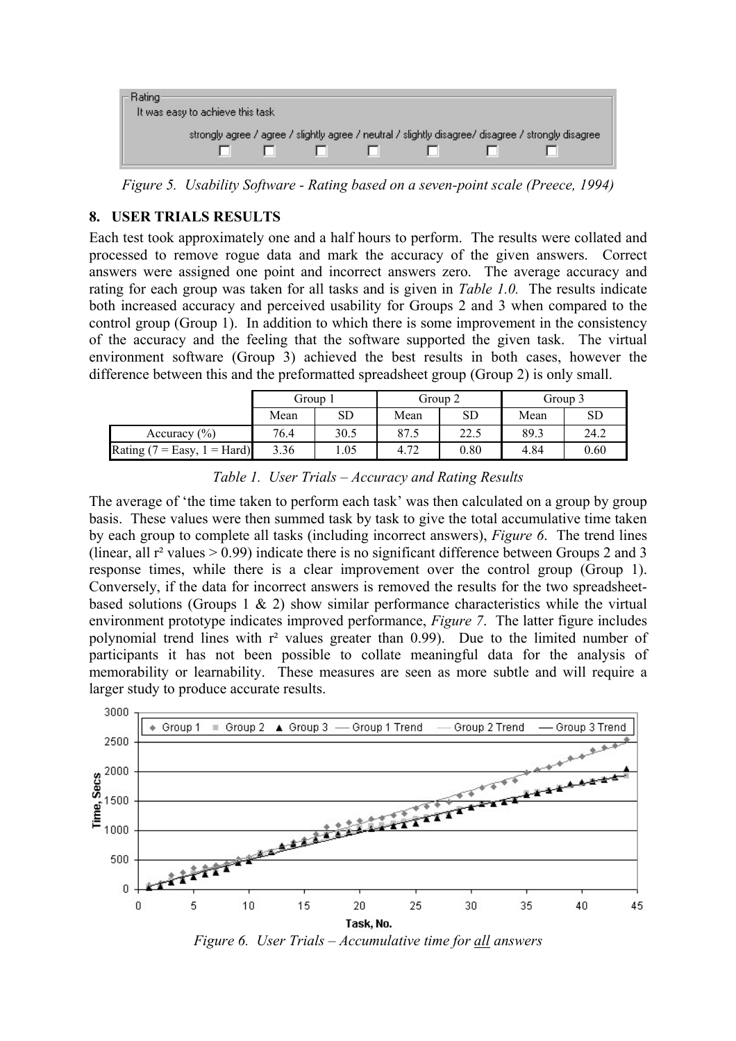Figure 5. Usability Software - Rating based on a seven-point scale (Preece, 1994)

## 8. USER TRIALS RESULTS

Each test took approximately one and a half hours to perform. The results were collated and processed to remove rogue data and mark the accuracy of the given answers. Correct answers were assigned one point and incorrect answers zero. The average accuracy and rating for each group was taken for all tasks and is given in *Table 1.0.* The results indicate both increased accuracy and perceived usability for Groups 2 and 3 when compared to the control group (Group 1). In addition to which there is some improvement in the consistency of the accuracy and the feeling that the software supported the given task. The virtual environment software (Group 3) achieved the best results in both cases, however the difference between this and the preformatted spreadsheet group (Group 2) is only small.

| | Group 1 | | Group 2 | | Group 3 | |
|---|---|---|---|---|---|---|
| | Mean | SD | Mean | SD | Mean | SD |
| Accuracy (%) | 76.4 | 30.5 | 87.5 | 22.5 | 89.3 | 24.2 |
| Rating (7 = Easy, 1 = Hard) | 3.36 | 1.05 | 4.72 | 0.80 | 4.84 | 0.60 |

*Table 1. User Trials – Accuracy and Rating Results*

The average of 'the time taken to perform each task' was then calculated on a group by group basis. These values were then summed task by task to give the total accumulative time taken by each group to complete all tasks (including incorrect answers), *Figure 6*. The trend lines (linear, all $r^2$ values > 0.99) indicate there is no significant difference between Groups 2 and 3 response times, while there is a clear improvement over the control group (Group 1). Conversely, if the data for incorrect answers is removed the results for the two spreadsheet-based solutions (Groups 1 & 2) show similar performance characteristics while the virtual environment prototype indicates improved performance, *Figure 7*. The latter figure includes polynomial trend lines with $r^2$ values greater than 0.99). Due to the limited number of participants it has not been possible to collate meaningful data for the analysis of memorability or learnability. These measures are seen as more subtle and will require a larger study to produce accurate results.

*Figure 6. User Trials – Accumulative time for all answers*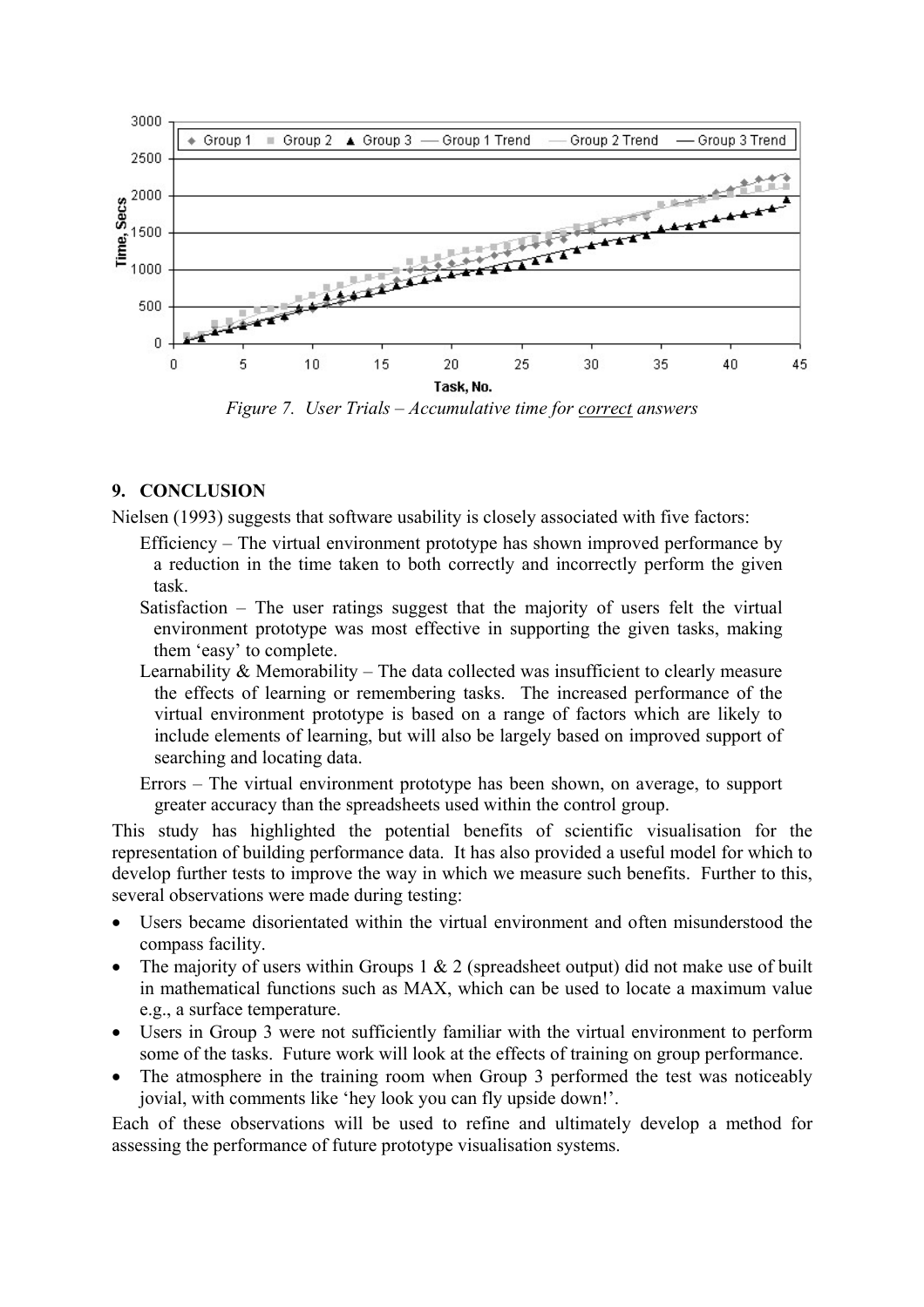*Figure 7. User Trials – Accumulative time for correct answers*

## 9. CONCLUSION

Nielsen (1993) suggests that software usability is closely associated with five factors:

Efficiency – The virtual environment prototype has shown improved performance by a reduction in the time taken to both correctly and incorrectly perform the given task.

Satisfaction – The user ratings suggest that the majority of users felt the virtual environment prototype was most effective in supporting the given tasks, making them 'easy' to complete.

Learnability & Memorability – The data collected was insufficient to clearly measure the effects of learning or remembering tasks. The increased performance of the virtual environment prototype is based on a range of factors which are likely to include elements of learning, but will also be largely based on improved support of searching and locating data.

Errors – The virtual environment prototype has been shown, on average, to support greater accuracy than the spreadsheets used within the control group.

This study has highlighted the potential benefits of scientific visualisation for the representation of building performance data. It has also provided a useful model for which to develop further tests to improve the way in which we measure such benefits. Further to this, several observations were made during testing:

- Users became disorientated within the virtual environment and often misunderstood the compass facility.
- The majority of users within Groups 1 & 2 (spreadsheet output) did not make use of built in mathematical functions such as MAX, which can be used to locate a maximum value e.g., a surface temperature.
- Users in Group 3 were not sufficiently familiar with the virtual environment to perform some of the tasks. Future work will look at the effects of training on group performance.
- The atmosphere in the training room when Group 3 performed the test was noticeably jovial, with comments like 'hey look you can fly upside down!'.

Each of these observations will be used to refine and ultimately develop a method for assessing the performance of future prototype visualisation systems.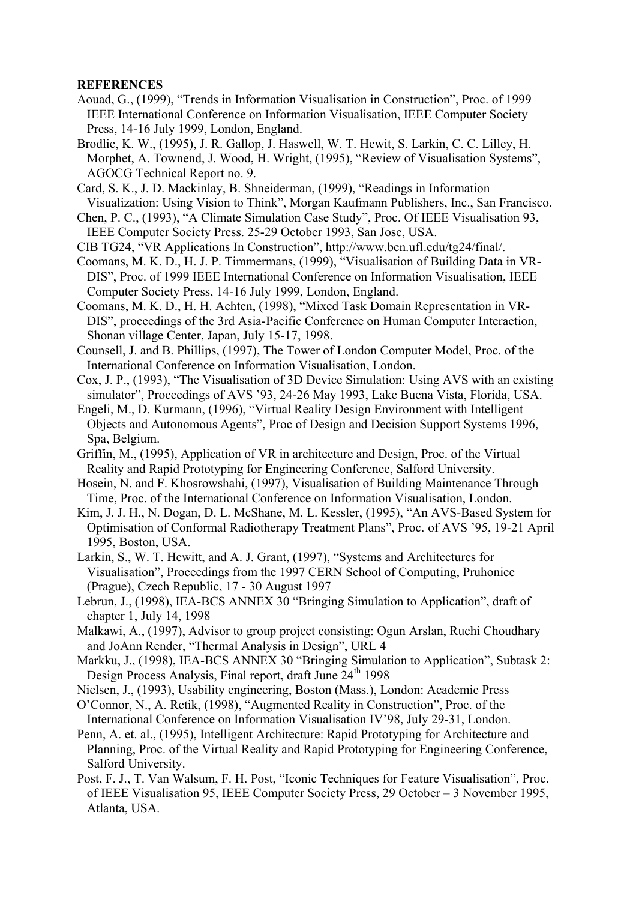**REFERENCES**

Aouad, G., (1999), “Trends in Information Visualisation in Construction”, Proc. of 1999 IEEE International Conference on Information Visualisation, IEEE Computer Society Press, 14-16 July 1999, London, England.

Brodlie, K. W., (1995), J. R. Gallop, J. Haswell, W. T. Hewit, S. Larkin, C. C. Lilley, H. Morphet, A. Townend, J. Wood, H. Wright, (1995), “Review of Visualisation Systems”, AGOCG Technical Report no. 9.

Card, S. K., J. D. Mackinlay, B. Shneiderman, (1999), “Readings in Information Visualization: Using Vision to Think”, Morgan Kaufmann Publishers, Inc., San Francisco.

Chen, P. C., (1993), “A Climate Simulation Case Study”, Proc. Of IEEE Visualisation 93, IEEE Computer Society Press. 25-29 October 1993, San Jose, USA.

CIB TG24, “VR Applications In Construction”, http://www.bcn.ufl.edu/tg24/final/.

Coomans, M. K. D., H. J. P. Timmermans, (1999), “Visualisation of Building Data in VR-DIS”, Proc. of 1999 IEEE International Conference on Information Visualisation, IEEE Computer Society Press, 14-16 July 1999, London, England.

Coomans, M. K. D., H. H. Achten, (1998), “Mixed Task Domain Representation in VR-DIS”, proceedings of the 3rd Asia-Pacific Conference on Human Computer Interaction, Shonan village Center, Japan, July 15-17, 1998.

Counsell, J. and B. Phillips, (1997), The Tower of London Computer Model, Proc. of the International Conference on Information Visualisation, London.

Cox, J. P., (1993), “The Visualisation of 3D Device Simulation: Using AVS with an existing simulator”, Proceedings of AVS ’93, 24-26 May 1993, Lake Buena Vista, Florida, USA.

Engeli, M., D. Kurmann, (1996), “Virtual Reality Design Environment with Intelligent Objects and Autonomous Agents”, Proc of Design and Decision Support Systems 1996, Spa, Belgium.

Griffin, M., (1995), Application of VR in architecture and Design, Proc. of the Virtual Reality and Rapid Prototyping for Engineering Conference, Salford University.

Hosein, N. and F. Khosrowshahi, (1997), Visualisation of Building Maintenance Through Time, Proc. of the International Conference on Information Visualisation, London.

Kim, J. J. H., N. Dogan, D. L. McShane, M. L. Kessler, (1995), “An AVS-Based System for Optimisation of Conformal Radiotherapy Treatment Plans”, Proc. of AVS ’95, 19-21 April 1995, Boston, USA.

Larkin, S., W. T. Hewitt, and A. J. Grant, (1997), “Systems and Architectures for Visualisation”, Proceedings from the 1997 CERN School of Computing, Pruhonice (Prague), Czech Republic, 17 - 30 August 1997

Lebrun, J., (1998), IEA-BCS ANNEX 30 “Bringing Simulation to Application”, draft of chapter 1, July 14, 1998

Malkawi, A., (1997), Advisor to group project consisting: Ogun Arslan, Ruchi Choudhary and JoAnn Render, “Thermal Analysis in Design”, URL 4

Markku, J., (1998), IEA-BCS ANNEX 30 “Bringing Simulation to Application”, Subtask 2: Design Process Analysis, Final report, draft June 24th 1998

Nielsen, J., (1993), Usability engineering, Boston (Mass.), London: Academic Press

O’Connor, N., A. Retik, (1998), “Augmented Reality in Construction”, Proc. of the International Conference on Information Visualisation IV’98, July 29-31, London.

Penn, A. et. al., (1995), Intelligent Architecture: Rapid Prototyping for Architecture and Planning, Proc. of the Virtual Reality and Rapid Prototyping for Engineering Conference, Salford University.

Post, F. J., T. Van Walsum, F. H. Post, “Iconic Techniques for Feature Visualisation”, Proc. of IEEE Visualisation 95, IEEE Computer Society Press, 29 October – 3 November 1995, Atlanta, USA.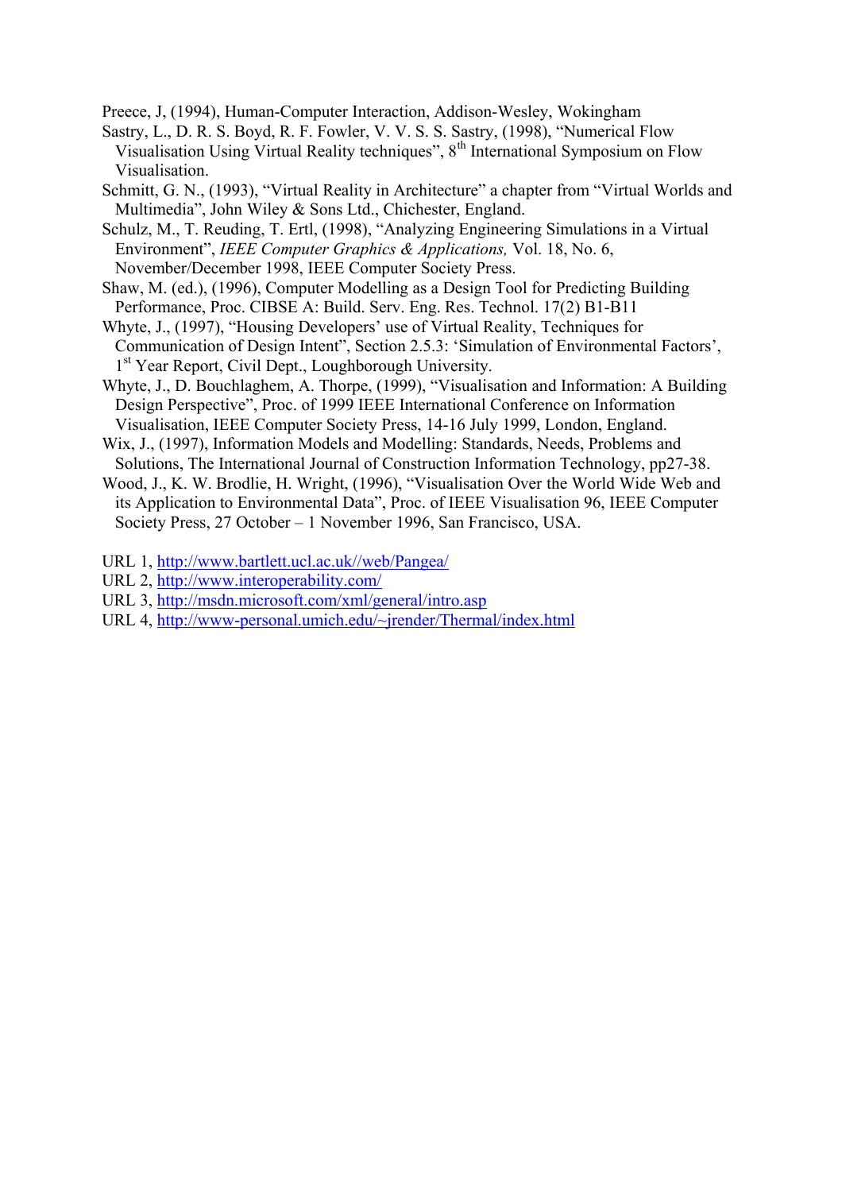Preece, J, (1994), Human-Computer Interaction, Addison-Wesley, Wokingham

Sastry, L., D. R. S. Boyd, R. F. Fowler, V. V. S. S. Sastry, (1998), "Numerical Flow Visualisation Using Virtual Reality techniques", 8th International Symposium on Flow Visualisation.

Schmitt, G. N., (1993), "Virtual Reality in Architecture" a chapter from "Virtual Worlds and Multimedia", John Wiley & Sons Ltd., Chichester, England.

Schulz, M., T. Reuding, T. Ertl, (1998), "Analyzing Engineering Simulations in a Virtual Environment", *IEEE Computer Graphics & Applications,* Vol. 18, No. 6, November/December 1998, IEEE Computer Society Press.

Shaw, M. (ed.), (1996), Computer Modelling as a Design Tool for Predicting Building Performance, Proc. CIBSE A: Build. Serv. Eng. Res. Technol. 17(2) B1-B11

Whyte, J., (1997), "Housing Developers' use of Virtual Reality, Techniques for Communication of Design Intent", Section 2.5.3: 'Simulation of Environmental Factors', 1st Year Report, Civil Dept., Loughborough University.

Whyte, J., D. Bouchlaghem, A. Thorpe, (1999), "Visualisation and Information: A Building Design Perspective", Proc. of 1999 IEEE International Conference on Information Visualisation, IEEE Computer Society Press, 14-16 July 1999, London, England.

Wix, J., (1997), Information Models and Modelling: Standards, Needs, Problems and Solutions, The International Journal of Construction Information Technology, pp27-38.

Wood, J., K. W. Brodlie, H. Wright, (1996), "Visualisation Over the World Wide Web and its Application to Environmental Data", Proc. of IEEE Visualisation 96, IEEE Computer Society Press, 27 October – 1 November 1996, San Francisco, USA.

URL 1, http://www.bartlett.ucl.ac.uk//web/Pangea/

URL 2, http://www.interoperability.com/

URL 3, http://msdn.microsoft.com/xml/general/intro.asp

URL 4, http://www-personal.umich.edu/~jrender/Thermal/index.html